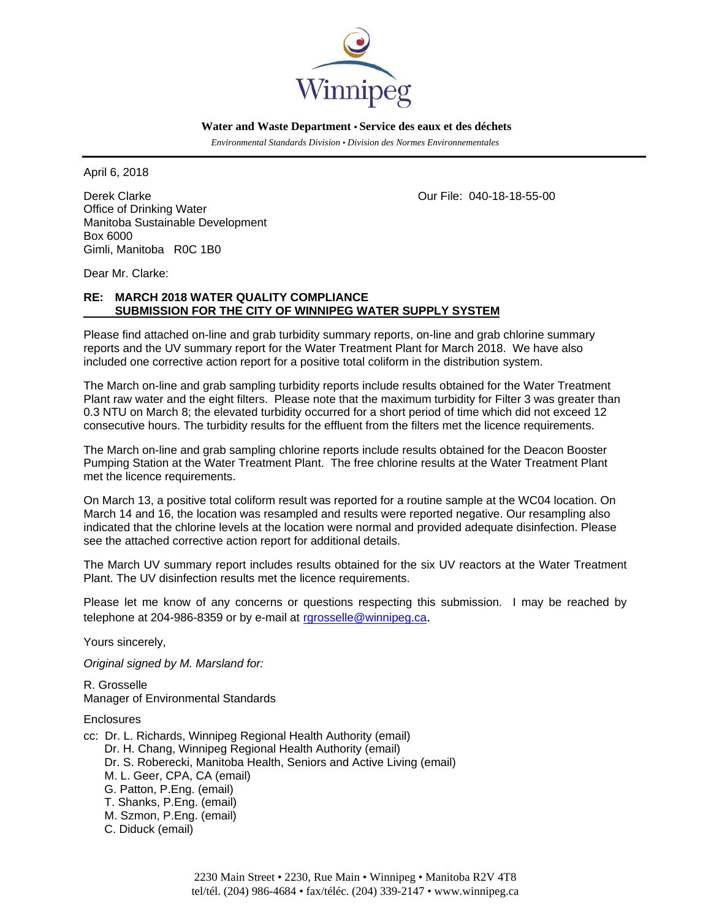Winnipeg

**Water and Waste Department • Service des eaux et des déchets**

*Environmental Standards Division • Division des Normes Environnementales*

April 6, 2018

Derek Clarke
Office of Drinking Water
Manitoba Sustainable Development
Box 6000
Gimli, Manitoba R0C 1B0

Our File: 040-18-18-55-00

Dear Mr. Clarke:

**RE: MARCH 2018 WATER QUALITY COMPLIANCE SUBMISSION FOR THE CITY OF WINNIPEG WATER SUPPLY SYSTEM**

Please find attached on-line and grab turbidity summary reports, on-line and grab chlorine summary reports and the UV summary report for the Water Treatment Plant for March 2018. We have also included one corrective action report for a positive total coliform in the distribution system.

The March on-line and grab sampling turbidity reports include results obtained for the Water Treatment Plant raw water and the eight filters. Please note that the maximum turbidity for Filter 3 was greater than 0.3 NTU on March 8; the elevated turbidity occurred for a short period of time which did not exceed 12 consecutive hours. The turbidity results for the effluent from the filters met the licence requirements.

The March on-line and grab sampling chlorine reports include results obtained for the Deacon Booster Pumping Station at the Water Treatment Plant. The free chlorine results at the Water Treatment Plant met the licence requirements.

On March 13, a positive total coliform result was reported for a routine sample at the WC04 location. On March 14 and 16, the location was resampled and results were reported negative. Our resampling also indicated that the chlorine levels at the location were normal and provided adequate disinfection. Please see the attached corrective action report for additional details.

The March UV summary report includes results obtained for the six UV reactors at the Water Treatment Plant. The UV disinfection results met the licence requirements.

Please let me know of any concerns or questions respecting this submission. I may be reached by telephone at 204-986-8359 or by e-mail at rgrosselle@winnipeg.ca.

Yours sincerely,

*Original signed by M. Marsland for:*

R. Grosselle
Manager of Environmental Standards

Enclosures

cc: Dr. L. Richards, Winnipeg Regional Health Authority (email)
Dr. H. Chang, Winnipeg Regional Health Authority (email)
Dr. S. Roberecki, Manitoba Health, Seniors and Active Living (email)
M. L. Geer, CPA, CA (email)
G. Patton, P.Eng. (email)
T. Shanks, P.Eng. (email)
M. Szmon, P.Eng. (email)
C. Diduck (email)

2230 Main Street • 2230, Rue Main • Winnipeg • Manitoba R2V 4T8
tel/tél. (204) 986-4684 • fax/téléc. (204) 339-2147 • www.winnipeg.ca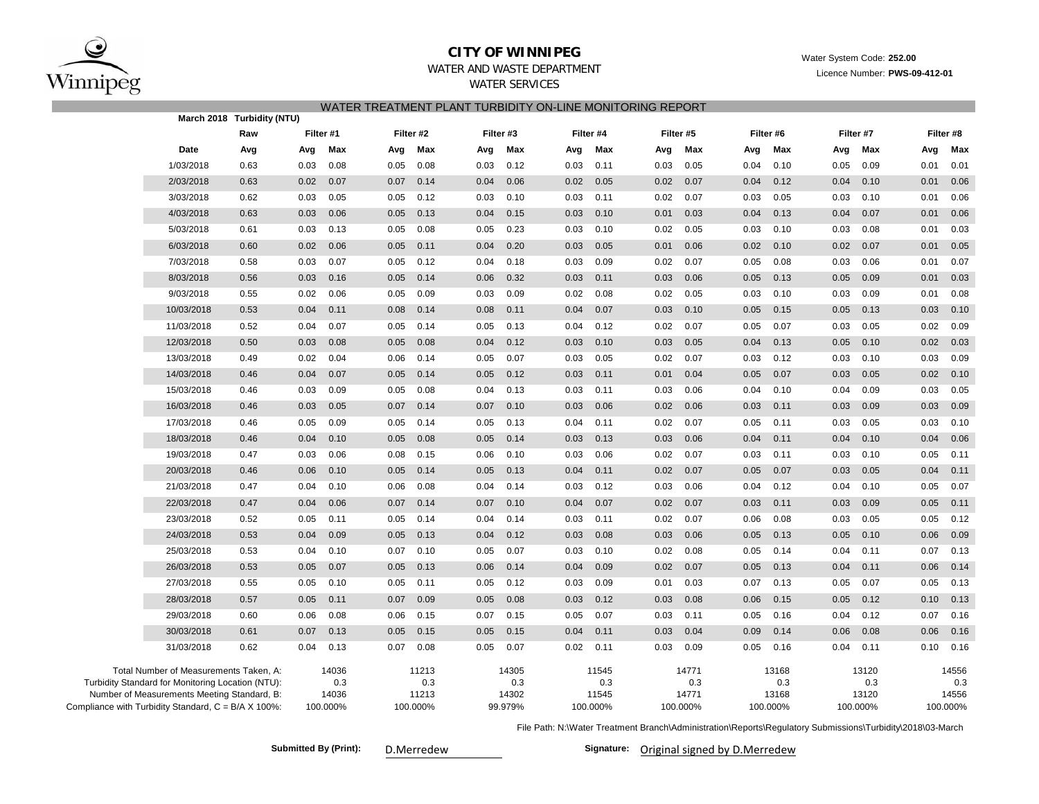# CITY OF WINNIPEG

WATER AND WASTE DEPARTMENT

WATER SERVICES

Water System Code: **252.00**

Licence Number: **PWS-09-412-01**

## WATER TREATMENT PLANT TURBIDITY ON-LINE MONITORING REPORT

**March 2018 Turbidity (NTU)**

| | Raw | Filter #1 | | Filter #2 | | Filter #3 | | Filter #4 | | Filter #5 | | Filter #6 | | Filter #7 | | Filter #8 | |
|---|---|---|---|---|---|---|---|---|---|---|---|---|---|---|---|---|---|
| **Date** | **Avg** | **Avg** | **Max** | **Avg** | **Max** | **Avg** | **Max** | **Avg** | **Max** | **Avg** | **Max** | **Avg** | **Max** | **Avg** | **Max** | **Avg** | **Max** |
| 1/03/2018 | 0.63 | 0.03 | 0.08 | 0.05 | 0.08 | 0.03 | 0.12 | 0.03 | 0.11 | 0.03 | 0.05 | 0.04 | 0.10 | 0.05 | 0.09 | 0.01 | 0.01 |
| 2/03/2018 | 0.63 | 0.02 | 0.07 | 0.07 | 0.14 | 0.04 | 0.06 | 0.02 | 0.05 | 0.02 | 0.07 | 0.04 | 0.12 | 0.04 | 0.10 | 0.01 | 0.06 |
| 3/03/2018 | 0.62 | 0.03 | 0.05 | 0.05 | 0.12 | 0.03 | 0.10 | 0.03 | 0.11 | 0.02 | 0.07 | 0.03 | 0.05 | 0.03 | 0.10 | 0.01 | 0.06 |
| 4/03/2018 | 0.63 | 0.03 | 0.06 | 0.05 | 0.13 | 0.04 | 0.15 | 0.03 | 0.10 | 0.01 | 0.03 | 0.04 | 0.13 | 0.04 | 0.07 | 0.01 | 0.06 |
| 5/03/2018 | 0.61 | 0.03 | 0.13 | 0.05 | 0.08 | 0.05 | 0.23 | 0.03 | 0.10 | 0.02 | 0.05 | 0.03 | 0.10 | 0.03 | 0.08 | 0.01 | 0.03 |
| 6/03/2018 | 0.60 | 0.02 | 0.06 | 0.05 | 0.11 | 0.04 | 0.20 | 0.03 | 0.05 | 0.01 | 0.06 | 0.02 | 0.10 | 0.02 | 0.07 | 0.01 | 0.05 |
| 7/03/2018 | 0.58 | 0.03 | 0.07 | 0.05 | 0.12 | 0.04 | 0.18 | 0.03 | 0.09 | 0.02 | 0.07 | 0.05 | 0.08 | 0.03 | 0.06 | 0.01 | 0.07 |
| 8/03/2018 | 0.56 | 0.03 | 0.16 | 0.05 | 0.14 | 0.06 | 0.32 | 0.03 | 0.11 | 0.03 | 0.06 | 0.05 | 0.13 | 0.05 | 0.09 | 0.01 | 0.03 |
| 9/03/2018 | 0.55 | 0.02 | 0.06 | 0.05 | 0.09 | 0.03 | 0.09 | 0.02 | 0.08 | 0.02 | 0.05 | 0.03 | 0.10 | 0.03 | 0.09 | 0.01 | 0.08 |
| 10/03/2018 | 0.53 | 0.04 | 0.11 | 0.08 | 0.14 | 0.08 | 0.11 | 0.04 | 0.07 | 0.03 | 0.10 | 0.05 | 0.15 | 0.05 | 0.13 | 0.03 | 0.10 |
| 11/03/2018 | 0.52 | 0.04 | 0.07 | 0.05 | 0.14 | 0.05 | 0.13 | 0.04 | 0.12 | 0.02 | 0.07 | 0.05 | 0.07 | 0.03 | 0.05 | 0.02 | 0.09 |
| 12/03/2018 | 0.50 | 0.03 | 0.08 | 0.05 | 0.08 | 0.04 | 0.12 | 0.03 | 0.10 | 0.03 | 0.05 | 0.04 | 0.13 | 0.05 | 0.10 | 0.02 | 0.03 |
| 13/03/2018 | 0.49 | 0.02 | 0.04 | 0.06 | 0.14 | 0.05 | 0.07 | 0.03 | 0.05 | 0.02 | 0.07 | 0.03 | 0.12 | 0.03 | 0.10 | 0.03 | 0.09 |
| 14/03/2018 | 0.46 | 0.04 | 0.07 | 0.05 | 0.14 | 0.05 | 0.12 | 0.03 | 0.11 | 0.01 | 0.04 | 0.05 | 0.07 | 0.03 | 0.05 | 0.02 | 0.10 |
| 15/03/2018 | 0.46 | 0.03 | 0.09 | 0.05 | 0.08 | 0.04 | 0.13 | 0.03 | 0.11 | 0.03 | 0.06 | 0.04 | 0.10 | 0.04 | 0.09 | 0.03 | 0.05 |
| 16/03/2018 | 0.46 | 0.03 | 0.05 | 0.07 | 0.14 | 0.07 | 0.10 | 0.03 | 0.06 | 0.02 | 0.06 | 0.03 | 0.11 | 0.03 | 0.09 | 0.03 | 0.09 |
| 17/03/2018 | 0.46 | 0.05 | 0.09 | 0.05 | 0.14 | 0.05 | 0.13 | 0.04 | 0.11 | 0.02 | 0.07 | 0.05 | 0.11 | 0.03 | 0.05 | 0.03 | 0.10 |
| 18/03/2018 | 0.46 | 0.04 | 0.10 | 0.05 | 0.08 | 0.05 | 0.14 | 0.03 | 0.13 | 0.03 | 0.06 | 0.04 | 0.11 | 0.04 | 0.10 | 0.04 | 0.06 |
| 19/03/2018 | 0.47 | 0.03 | 0.06 | 0.08 | 0.15 | 0.06 | 0.10 | 0.03 | 0.06 | 0.02 | 0.07 | 0.03 | 0.11 | 0.03 | 0.10 | 0.05 | 0.11 |
| 20/03/2018 | 0.46 | 0.06 | 0.10 | 0.05 | 0.14 | 0.05 | 0.13 | 0.04 | 0.11 | 0.02 | 0.07 | 0.05 | 0.07 | 0.03 | 0.05 | 0.04 | 0.11 |
| 21/03/2018 | 0.47 | 0.04 | 0.10 | 0.06 | 0.08 | 0.04 | 0.14 | 0.03 | 0.12 | 0.03 | 0.06 | 0.04 | 0.12 | 0.04 | 0.10 | 0.05 | 0.07 |
| 22/03/2018 | 0.47 | 0.04 | 0.06 | 0.07 | 0.14 | 0.07 | 0.10 | 0.04 | 0.07 | 0.02 | 0.07 | 0.03 | 0.11 | 0.03 | 0.09 | 0.05 | 0.11 |
| 23/03/2018 | 0.52 | 0.05 | 0.11 | 0.05 | 0.14 | 0.04 | 0.14 | 0.03 | 0.11 | 0.02 | 0.07 | 0.06 | 0.08 | 0.03 | 0.05 | 0.05 | 0.12 |
| 24/03/2018 | 0.53 | 0.04 | 0.09 | 0.05 | 0.13 | 0.04 | 0.12 | 0.03 | 0.08 | 0.03 | 0.06 | 0.05 | 0.13 | 0.05 | 0.10 | 0.06 | 0.09 |
| 25/03/2018 | 0.53 | 0.04 | 0.10 | 0.07 | 0.10 | 0.05 | 0.07 | 0.03 | 0.10 | 0.02 | 0.08 | 0.05 | 0.14 | 0.04 | 0.11 | 0.07 | 0.13 |
| 26/03/2018 | 0.53 | 0.05 | 0.07 | 0.05 | 0.13 | 0.06 | 0.14 | 0.04 | 0.09 | 0.02 | 0.07 | 0.05 | 0.13 | 0.04 | 0.11 | 0.06 | 0.14 |
| 27/03/2018 | 0.55 | 0.05 | 0.10 | 0.05 | 0.11 | 0.05 | 0.12 | 0.03 | 0.09 | 0.01 | 0.03 | 0.07 | 0.13 | 0.05 | 0.07 | 0.05 | 0.13 |
| 28/03/2018 | 0.57 | 0.05 | 0.11 | 0.07 | 0.09 | 0.05 | 0.08 | 0.03 | 0.12 | 0.03 | 0.08 | 0.06 | 0.15 | 0.05 | 0.12 | 0.10 | 0.13 |
| 29/03/2018 | 0.60 | 0.06 | 0.08 | 0.06 | 0.15 | 0.07 | 0.15 | 0.05 | 0.07 | 0.03 | 0.11 | 0.05 | 0.16 | 0.04 | 0.12 | 0.07 | 0.16 |
| 30/03/2018 | 0.61 | 0.07 | 0.13 | 0.05 | 0.15 | 0.05 | 0.15 | 0.04 | 0.11 | 0.03 | 0.04 | 0.09 | 0.14 | 0.06 | 0.08 | 0.06 | 0.16 |
| 31/03/2018 | 0.62 | 0.04 | 0.13 | 0.07 | 0.08 | 0.05 | 0.07 | 0.02 | 0.11 | 0.03 | 0.09 | 0.05 | 0.16 | 0.04 | 0.11 | 0.10 | 0.16 |

| | Filter #1 | Filter #2 | Filter #3 | Filter #4 | Filter #5 | Filter #6 | Filter #7 | Filter #8 |
|---|---|---|---|---|---|---|---|---|
| Total Number of Measurements Taken, A: | 14036 | 11213 | 14305 | 11545 | 14771 | 13168 | 13120 | 14556 |
| Turbidity Standard for Monitoring Location (NTU): | 0.3 | 0.3 | 0.3 | 0.3 | 0.3 | 0.3 | 0.3 | 0.3 |
| Number of Measurements Meeting Standard, B: | 14036 | 11213 | 14302 | 11545 | 14771 | 13168 | 13120 | 14556 |
| Compliance with Turbidity Standard, C = B/A X 100%: | 100.000% | 100.000% | 99.979% | 100.000% | 100.000% | 100.000% | 100.000% | 100.000% |

File Path: N:\Water Treatment Branch\Administration\Reports\Regulatory Submissions\Turbidity\2018\03-March

**Submitted By (Print):** D.Merredew

**Signature:** Original signed by D.Merredew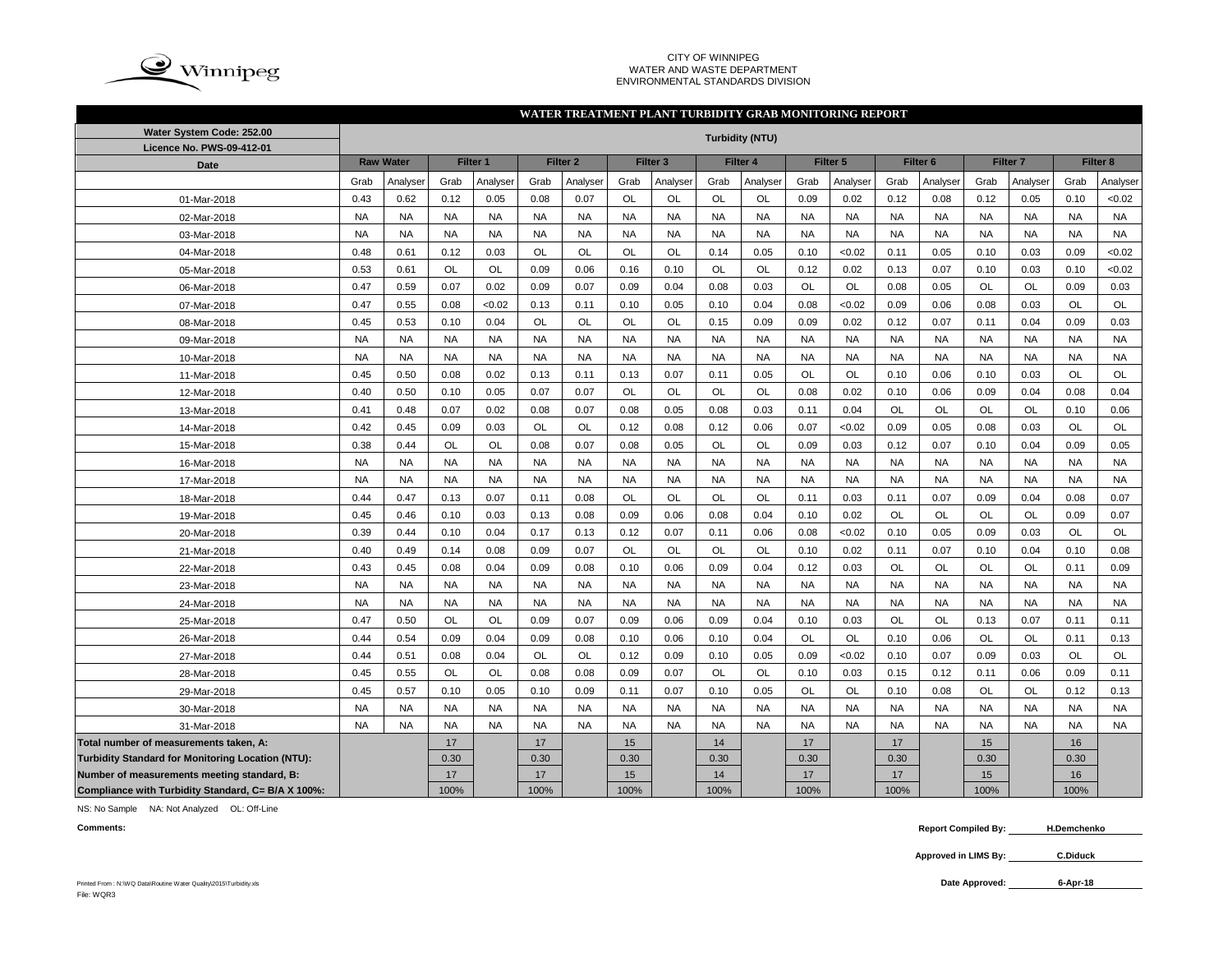CITY OF WINNIPEG
WATER AND WASTE DEPARTMENT
ENVIRONMENTAL STANDARDS DIVISION

## WATER TREATMENT PLANT TURBIDITY GRAB MONITORING REPORT

| Water System Code: 252.00 | Turbidity (NTU) | | | | | | | | | | | | | | | | | |
|---|---|---|---|---|---|---|---|---|---|---|---|---|---|---|---|---|---|---|
| Licence No. PWS-09-412-01 | | | | | | | | | | | | | | | | | | |
| Date | Raw Water | | Filter 1 | | Filter 2 | | Filter 3 | | Filter 4 | | Filter 5 | | Filter 6 | | Filter 7 | | Filter 8 | |
| | Grab | Analyser | Grab | Analyser | Grab | Analyser | Grab | Analyser | Grab | Analyser | Grab | Analyser | Grab | Analyser | Grab | Analyser | Grab | Analyser |
| 01-Mar-2018 | 0.43 | 0.62 | 0.12 | 0.05 | 0.08 | 0.07 | OL | OL | OL | OL | 0.09 | 0.02 | 0.12 | 0.08 | 0.12 | 0.05 | 0.10 | <0.02 |
| 02-Mar-2018 | NA | NA | NA | NA | NA | NA | NA | NA | NA | NA | NA | NA | NA | NA | NA | NA | NA | NA |
| 03-Mar-2018 | NA | NA | NA | NA | NA | NA | NA | NA | NA | NA | NA | NA | NA | NA | NA | NA | NA | NA |
| 04-Mar-2018 | 0.48 | 0.61 | 0.12 | 0.03 | OL | OL | OL | OL | 0.14 | 0.05 | 0.10 | <0.02 | 0.11 | 0.05 | 0.10 | 0.03 | 0.09 | <0.02 |
| 05-Mar-2018 | 0.53 | 0.61 | OL | OL | 0.09 | 0.06 | 0.16 | 0.10 | OL | OL | 0.12 | 0.02 | 0.13 | 0.07 | 0.10 | 0.03 | 0.10 | <0.02 |
| 06-Mar-2018 | 0.47 | 0.59 | 0.07 | 0.02 | 0.09 | 0.07 | 0.09 | 0.04 | 0.08 | 0.03 | OL | OL | 0.08 | 0.05 | OL | OL | 0.09 | 0.03 |
| 07-Mar-2018 | 0.47 | 0.55 | 0.08 | <0.02 | 0.13 | 0.11 | 0.10 | 0.05 | 0.10 | 0.04 | 0.08 | <0.02 | 0.09 | 0.06 | 0.08 | 0.03 | OL | OL |
| 08-Mar-2018 | 0.45 | 0.53 | 0.10 | 0.04 | OL | OL | OL | OL | 0.15 | 0.09 | 0.09 | 0.02 | 0.12 | 0.07 | 0.11 | 0.04 | 0.09 | 0.03 |
| 09-Mar-2018 | NA | NA | NA | NA | NA | NA | NA | NA | NA | NA | NA | NA | NA | NA | NA | NA | NA | NA |
| 10-Mar-2018 | NA | NA | NA | NA | NA | NA | NA | NA | NA | NA | NA | NA | NA | NA | NA | NA | NA | NA |
| 11-Mar-2018 | 0.45 | 0.50 | 0.08 | 0.02 | 0.13 | 0.11 | 0.13 | 0.07 | 0.11 | 0.05 | OL | OL | 0.10 | 0.06 | 0.10 | 0.03 | OL | OL |
| 12-Mar-2018 | 0.40 | 0.50 | 0.10 | 0.05 | 0.07 | 0.07 | OL | OL | OL | OL | 0.08 | 0.02 | 0.10 | 0.06 | 0.09 | 0.04 | 0.08 | 0.04 |
| 13-Mar-2018 | 0.41 | 0.48 | 0.07 | 0.02 | 0.08 | 0.07 | 0.08 | 0.05 | 0.08 | 0.03 | 0.11 | 0.04 | OL | OL | OL | OL | 0.10 | 0.06 |
| 14-Mar-2018 | 0.42 | 0.45 | 0.09 | 0.03 | OL | OL | 0.12 | 0.08 | 0.12 | 0.06 | 0.07 | <0.02 | 0.09 | 0.05 | 0.08 | 0.03 | OL | OL |
| 15-Mar-2018 | 0.38 | 0.44 | OL | OL | 0.08 | 0.07 | 0.08 | 0.05 | OL | OL | 0.09 | 0.03 | 0.12 | 0.07 | 0.10 | 0.04 | 0.09 | 0.05 |
| 16-Mar-2018 | NA | NA | NA | NA | NA | NA | NA | NA | NA | NA | NA | NA | NA | NA | NA | NA | NA | NA |
| 17-Mar-2018 | NA | NA | NA | NA | NA | NA | NA | NA | NA | NA | NA | NA | NA | NA | NA | NA | NA | NA |
| 18-Mar-2018 | 0.44 | 0.47 | 0.13 | 0.07 | 0.11 | 0.08 | OL | OL | OL | OL | 0.11 | 0.03 | 0.11 | 0.07 | 0.09 | 0.04 | 0.08 | 0.07 |
| 19-Mar-2018 | 0.45 | 0.46 | 0.10 | 0.03 | 0.13 | 0.08 | 0.09 | 0.06 | 0.08 | 0.04 | 0.10 | 0.02 | OL | OL | OL | OL | 0.09 | 0.07 |
| 20-Mar-2018 | 0.39 | 0.44 | 0.10 | 0.04 | 0.17 | 0.13 | 0.12 | 0.07 | 0.11 | 0.06 | 0.08 | <0.02 | 0.10 | 0.05 | 0.09 | 0.03 | OL | OL |
| 21-Mar-2018 | 0.40 | 0.49 | 0.14 | 0.08 | 0.09 | 0.07 | OL | OL | OL | OL | 0.10 | 0.02 | 0.11 | 0.07 | 0.10 | 0.04 | 0.10 | 0.08 |
| 22-Mar-2018 | 0.43 | 0.45 | 0.08 | 0.04 | 0.09 | 0.08 | 0.10 | 0.06 | 0.09 | 0.04 | 0.12 | 0.03 | OL | OL | OL | OL | 0.11 | 0.09 |
| 23-Mar-2018 | NA | NA | NA | NA | NA | NA | NA | NA | NA | NA | NA | NA | NA | NA | NA | NA | NA | NA |
| 24-Mar-2018 | NA | NA | NA | NA | NA | NA | NA | NA | NA | NA | NA | NA | NA | NA | NA | NA | NA | NA |
| 25-Mar-2018 | 0.47 | 0.50 | OL | OL | 0.09 | 0.07 | 0.09 | 0.06 | 0.09 | 0.04 | 0.10 | 0.03 | OL | OL | 0.13 | 0.07 | 0.11 | 0.11 |
| 26-Mar-2018 | 0.44 | 0.54 | 0.09 | 0.04 | 0.09 | 0.08 | 0.10 | 0.06 | 0.10 | 0.04 | OL | OL | 0.10 | 0.06 | OL | OL | 0.11 | 0.13 |
| 27-Mar-2018 | 0.44 | 0.51 | 0.08 | 0.04 | OL | OL | 0.12 | 0.09 | 0.10 | 0.05 | 0.09 | <0.02 | 0.10 | 0.07 | 0.09 | 0.03 | OL | OL |
| 28-Mar-2018 | 0.45 | 0.55 | OL | OL | 0.08 | 0.08 | 0.09 | 0.07 | OL | OL | 0.10 | 0.03 | 0.15 | 0.12 | 0.11 | 0.06 | 0.09 | 0.11 |
| 29-Mar-2018 | 0.45 | 0.57 | 0.10 | 0.05 | 0.10 | 0.09 | 0.11 | 0.07 | 0.10 | 0.05 | OL | OL | 0.10 | 0.08 | OL | OL | 0.12 | 0.13 |
| 30-Mar-2018 | NA | NA | NA | NA | NA | NA | NA | NA | NA | NA | NA | NA | NA | NA | NA | NA | NA | NA |
| 31-Mar-2018 | NA | NA | NA | NA | NA | NA | NA | NA | NA | NA | NA | NA | NA | NA | NA | NA | NA | NA |
| Total number of measurements taken, A: | | | 17 | | 17 | | 15 | | 14 | | 17 | | 17 | | 15 | | 16 | |
| Turbidity Standard for Monitoring Location (NTU): | | | 0.30 | | 0.30 | | 0.30 | | 0.30 | | 0.30 | | 0.30 | | 0.30 | | 0.30 | |
| Number of measurements meeting standard, B: | | | 17 | | 17 | | 15 | | 14 | | 17 | | 17 | | 15 | | 16 | |
| Compliance with Turbidity Standard, C= B/A X 100%: | | | 100% | | 100% | | 100% | | 100% | | 100% | | 100% | | 100% | | 100% | |

NS: No Sample NA: Not Analyzed OL: Off-Line

**Comments:**

**Report Compiled By:** H.Demchenko

**Approved in LIMS By:** C.Diduck

**Date Approved:** 6-Apr-18

Printed From : N:\WQ Data\Routine Water Quality\2015\Turbidity.xls
File: WQR3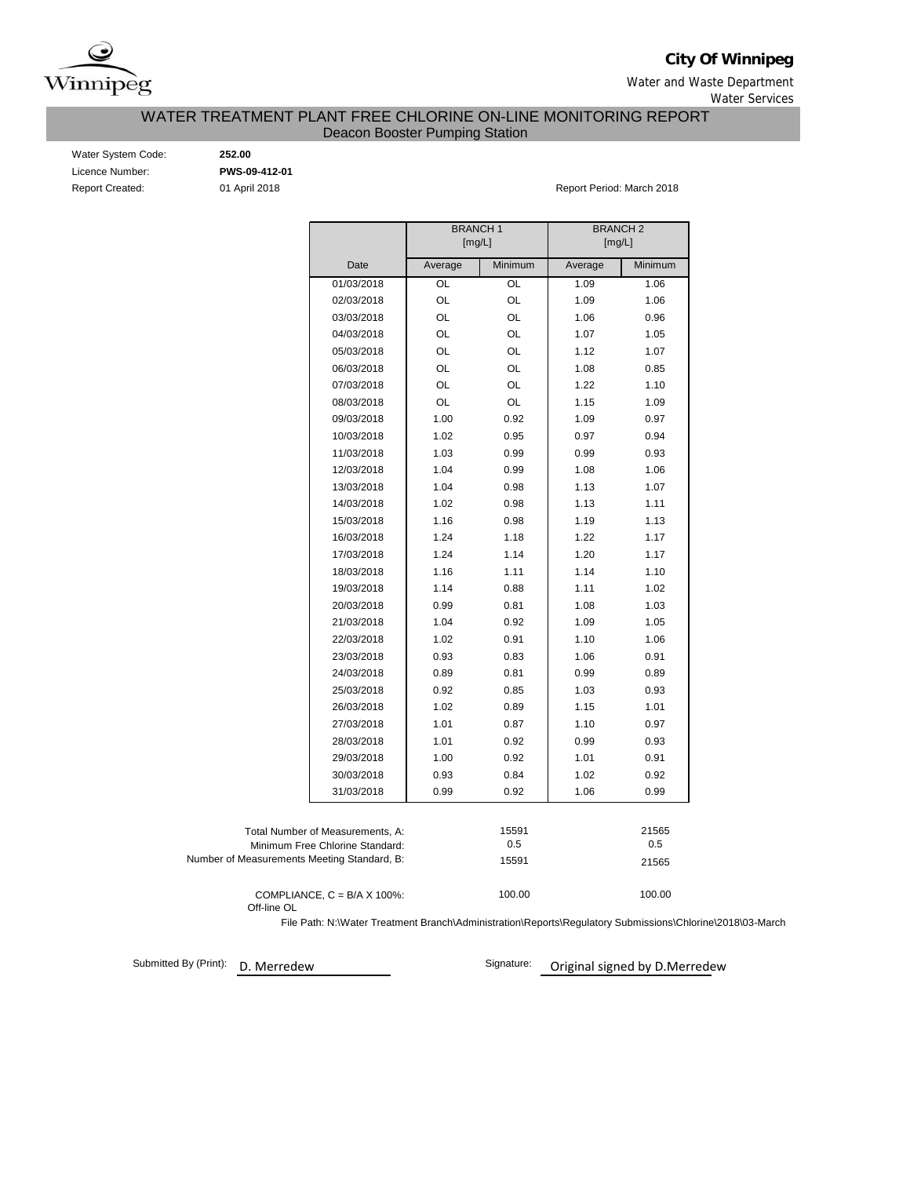**City Of Winnipeg**

Water and Waste Department
Water Services

# WATER TREATMENT PLANT FREE CHLORINE ON-LINE MONITORING REPORT
## Deacon Booster Pumping Station

Water System Code: **252.00**
Licence Number: **PWS-09-412-01**
Report Created: 01 April 2018

Report Period: March 2018

| | BRANCH 1 [mg/L] | | BRANCH 2 [mg/L] | |
|---|---|---|---|---|
| Date | Average | Minimum | Average | Minimum |
| 01/03/2018 | OL | OL | 1.09 | 1.06 |
| 02/03/2018 | OL | OL | 1.09 | 1.06 |
| 03/03/2018 | OL | OL | 1.06 | 0.96 |
| 04/03/2018 | OL | OL | 1.07 | 1.05 |
| 05/03/2018 | OL | OL | 1.12 | 1.07 |
| 06/03/2018 | OL | OL | 1.08 | 0.85 |
| 07/03/2018 | OL | OL | 1.22 | 1.10 |
| 08/03/2018 | OL | OL | 1.15 | 1.09 |
| 09/03/2018 | 1.00 | 0.92 | 1.09 | 0.97 |
| 10/03/2018 | 1.02 | 0.95 | 0.97 | 0.94 |
| 11/03/2018 | 1.03 | 0.99 | 0.99 | 0.93 |
| 12/03/2018 | 1.04 | 0.99 | 1.08 | 1.06 |
| 13/03/2018 | 1.04 | 0.98 | 1.13 | 1.07 |
| 14/03/2018 | 1.02 | 0.98 | 1.13 | 1.11 |
| 15/03/2018 | 1.16 | 0.98 | 1.19 | 1.13 |
| 16/03/2018 | 1.24 | 1.18 | 1.22 | 1.17 |
| 17/03/2018 | 1.24 | 1.14 | 1.20 | 1.17 |
| 18/03/2018 | 1.16 | 1.11 | 1.14 | 1.10 |
| 19/03/2018 | 1.14 | 0.88 | 1.11 | 1.02 |
| 20/03/2018 | 0.99 | 0.81 | 1.08 | 1.03 |
| 21/03/2018 | 1.04 | 0.92 | 1.09 | 1.05 |
| 22/03/2018 | 1.02 | 0.91 | 1.10 | 1.06 |
| 23/03/2018 | 0.93 | 0.83 | 1.06 | 0.91 |
| 24/03/2018 | 0.89 | 0.81 | 0.99 | 0.89 |
| 25/03/2018 | 0.92 | 0.85 | 1.03 | 0.93 |
| 26/03/2018 | 1.02 | 0.89 | 1.15 | 1.01 |
| 27/03/2018 | 1.01 | 0.87 | 1.10 | 0.97 |
| 28/03/2018 | 1.01 | 0.92 | 0.99 | 0.93 |
| 29/03/2018 | 1.00 | 0.92 | 1.01 | 0.91 |
| 30/03/2018 | 0.93 | 0.84 | 1.02 | 0.92 |
| 31/03/2018 | 0.99 | 0.92 | 1.06 | 0.99 |

| | BRANCH 1 | BRANCH 2 |
|---|---|---|
| Total Number of Measurements, A: | 15591 | 21565 |
| Minimum Free Chlorine Standard: | 0.5 | 0.5 |
| Number of Measurements Meeting Standard, B: | 15591 | 21565 |
| COMPLIANCE, C = B/A X 100%: | 100.00 | 100.00 |

Off-line OL

File Path: N:\Water Treatment Branch\Administration\Reports\Regulatory Submissions\Chlorine\2018\03-March

Submitted By (Print): D. Merredew

Signature: Original signed by D.Merredew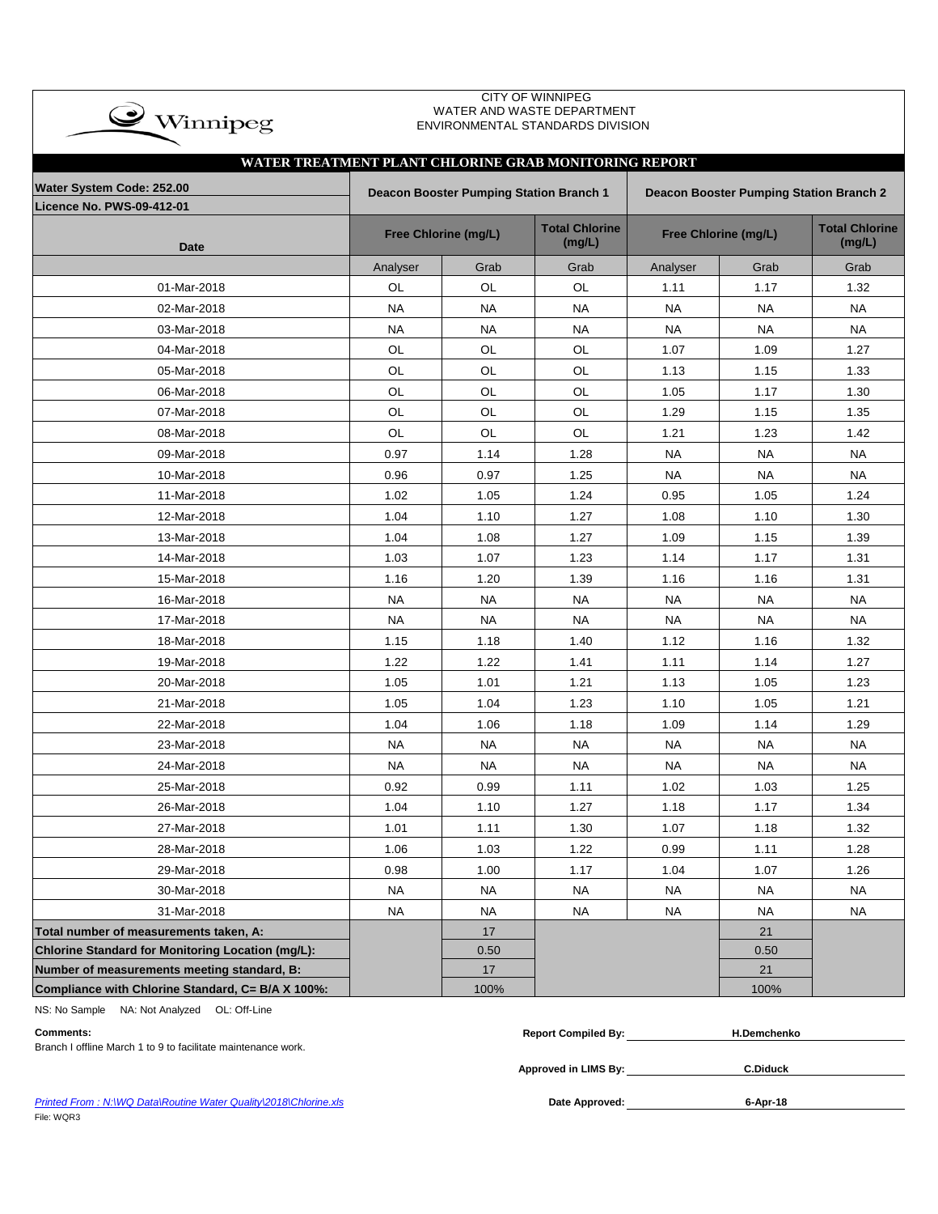CITY OF WINNIPEG
WATER AND WASTE DEPARTMENT
ENVIRONMENTAL STANDARDS DIVISION

## WATER TREATMENT PLANT CHLORINE GRAB MONITORING REPORT

| Water System Code: 252.00 / Licence No. PWS-09-412-01 | Deacon Booster Pumping Station Branch 1 | | | Deacon Booster Pumping Station Branch 2 | | |
|---|---|---|---|---|---|---|
| Date | Free Chlorine (mg/L) | | Total Chlorine (mg/L) | Free Chlorine (mg/L) | | Total Chlorine (mg/L) |
| | Analyser | Grab | Grab | Analyser | Grab | Grab |
| 01-Mar-2018 | OL | OL | OL | 1.11 | 1.17 | 1.32 |
| 02-Mar-2018 | NA | NA | NA | NA | NA | NA |
| 03-Mar-2018 | NA | NA | NA | NA | NA | NA |
| 04-Mar-2018 | OL | OL | OL | 1.07 | 1.09 | 1.27 |
| 05-Mar-2018 | OL | OL | OL | 1.13 | 1.15 | 1.33 |
| 06-Mar-2018 | OL | OL | OL | 1.05 | 1.17 | 1.30 |
| 07-Mar-2018 | OL | OL | OL | 1.29 | 1.15 | 1.35 |
| 08-Mar-2018 | OL | OL | OL | 1.21 | 1.23 | 1.42 |
| 09-Mar-2018 | 0.97 | 1.14 | 1.28 | NA | NA | NA |
| 10-Mar-2018 | 0.96 | 0.97 | 1.25 | NA | NA | NA |
| 11-Mar-2018 | 1.02 | 1.05 | 1.24 | 0.95 | 1.05 | 1.24 |
| 12-Mar-2018 | 1.04 | 1.10 | 1.27 | 1.08 | 1.10 | 1.30 |
| 13-Mar-2018 | 1.04 | 1.08 | 1.27 | 1.09 | 1.15 | 1.39 |
| 14-Mar-2018 | 1.03 | 1.07 | 1.23 | 1.14 | 1.17 | 1.31 |
| 15-Mar-2018 | 1.16 | 1.20 | 1.39 | 1.16 | 1.16 | 1.31 |
| 16-Mar-2018 | NA | NA | NA | NA | NA | NA |
| 17-Mar-2018 | NA | NA | NA | NA | NA | NA |
| 18-Mar-2018 | 1.15 | 1.18 | 1.40 | 1.12 | 1.16 | 1.32 |
| 19-Mar-2018 | 1.22 | 1.22 | 1.41 | 1.11 | 1.14 | 1.27 |
| 20-Mar-2018 | 1.05 | 1.01 | 1.21 | 1.13 | 1.05 | 1.23 |
| 21-Mar-2018 | 1.05 | 1.04 | 1.23 | 1.10 | 1.05 | 1.21 |
| 22-Mar-2018 | 1.04 | 1.06 | 1.18 | 1.09 | 1.14 | 1.29 |
| 23-Mar-2018 | NA | NA | NA | NA | NA | NA |
| 24-Mar-2018 | NA | NA | NA | NA | NA | NA |
| 25-Mar-2018 | 0.92 | 0.99 | 1.11 | 1.02 | 1.03 | 1.25 |
| 26-Mar-2018 | 1.04 | 1.10 | 1.27 | 1.18 | 1.17 | 1.34 |
| 27-Mar-2018 | 1.01 | 1.11 | 1.30 | 1.07 | 1.18 | 1.32 |
| 28-Mar-2018 | 1.06 | 1.03 | 1.22 | 0.99 | 1.11 | 1.28 |
| 29-Mar-2018 | 0.98 | 1.00 | 1.17 | 1.04 | 1.07 | 1.26 |
| 30-Mar-2018 | NA | NA | NA | NA | NA | NA |
| 31-Mar-2018 | NA | NA | NA | NA | NA | NA |
| **Total number of measurements taken, A:** | | 17 | | | 21 | |
| **Chlorine Standard for Monitoring Location (mg/L):** | | 0.50 | | | 0.50 | |
| **Number of measurements meeting standard, B:** | | 17 | | | 21 | |
| **Compliance with Chlorine Standard, C= B/A X 100%:** | | 100% | | | 100% | |

NS: No Sample NA: Not Analyzed OL: Off-Line

**Comments:**
Branch I offline March 1 to 9 to facilitate maintenance work.

**Report Compiled By:** H.Demchenko

**Approved in LIMS By:** C.Diduck

**Date Approved:** 6-Apr-18

*Printed From : N:\WQ Data\Routine Water Quality\2018\Chlorine.xls*

File: WQR3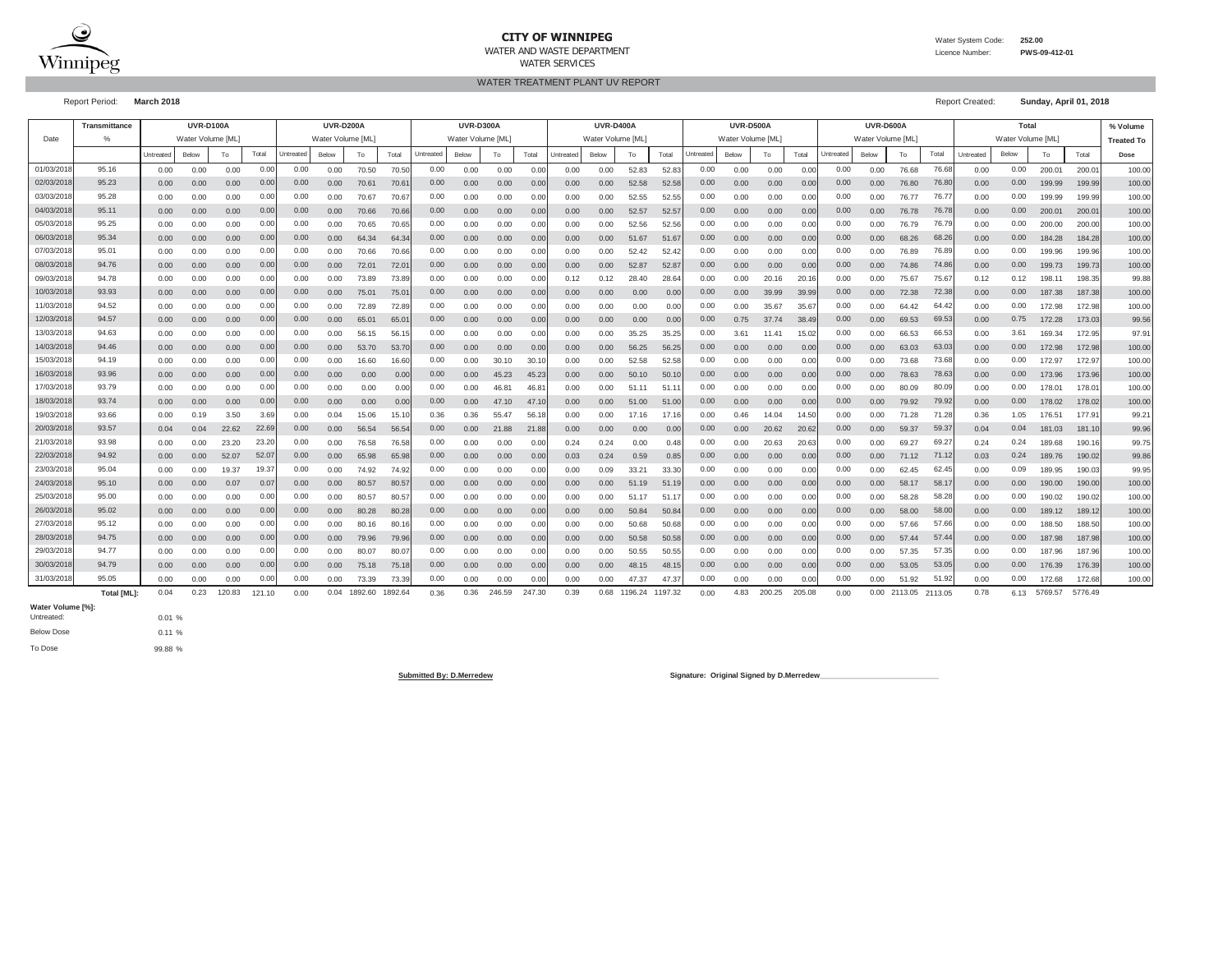**CITY OF WINNIPEG**
WATER AND WASTE DEPARTMENT
WATER SERVICES

Water System Code: **252.00**
Licence Number: **PWS-09-412-01**

## WATER TREATMENT PLANT UV REPORT

Report Period: **March 2018**

Report Created: **Sunday, April 01, 2018**

| Date | Transmittance | UVR-D100A | | | | UVR-D200A | | | | UVR-D300A | | | | UVR-D400A | | | | UVR-D500A | | | | UVR-D600A | | | | Total | | | | % Volume |
|---|---|---|---|---|---|---|---|---|---|---|---|---|---|---|---|---|---|---|---|---|---|---|---|---|---|---|---|---|---|---|
| | % | Water Volume [ML] | | | | Water Volume [ML] | | | | Water Volume [ML] | | | | Water Volume [ML] | | | | Water Volume [ML] | | | | Water Volume [ML] | | | | Water Volume [ML] | | | | Treated To |
| | | Untreated | Below | To | Total | Untreated | Below | To | Total | Untreated | Below | To | Total | Untreated | Below | To | Total | Untreated | Below | To | Total | Untreated | Below | To | Total | Untreated | Below | To | Total | Dose |
| 01/03/2018 | 95.16 | 0.00 | 0.00 | 0.00 | 0.00 | 0.00 | 0.00 | 70.50 | 70.50 | 0.00 | 0.00 | 0.00 | 0.00 | 0.00 | 0.00 | 52.83 | 52.83 | 0.00 | 0.00 | 0.00 | 0.00 | 0.00 | 0.00 | 76.68 | 76.68 | 0.00 | 0.00 | 200.01 | 200.01 | 100.00 |
| 02/03/2018 | 95.23 | 0.00 | 0.00 | 0.00 | 0.00 | 0.00 | 0.00 | 70.61 | 70.61 | 0.00 | 0.00 | 0.00 | 0.00 | 0.00 | 0.00 | 52.58 | 52.58 | 0.00 | 0.00 | 0.00 | 0.00 | 0.00 | 0.00 | 76.80 | 76.80 | 0.00 | 0.00 | 199.99 | 199.99 | 100.00 |
| 03/03/2018 | 95.28 | 0.00 | 0.00 | 0.00 | 0.00 | 0.00 | 0.00 | 70.67 | 70.67 | 0.00 | 0.00 | 0.00 | 0.00 | 0.00 | 0.00 | 52.55 | 52.55 | 0.00 | 0.00 | 0.00 | 0.00 | 0.00 | 0.00 | 76.77 | 76.77 | 0.00 | 0.00 | 199.99 | 199.99 | 100.00 |
| 04/03/2018 | 95.11 | 0.00 | 0.00 | 0.00 | 0.00 | 0.00 | 0.00 | 70.66 | 70.66 | 0.00 | 0.00 | 0.00 | 0.00 | 0.00 | 0.00 | 52.57 | 52.57 | 0.00 | 0.00 | 0.00 | 0.00 | 0.00 | 0.00 | 76.78 | 76.78 | 0.00 | 0.00 | 200.01 | 200.01 | 100.00 |
| 05/03/2018 | 95.25 | 0.00 | 0.00 | 0.00 | 0.00 | 0.00 | 0.00 | 70.65 | 70.65 | 0.00 | 0.00 | 0.00 | 0.00 | 0.00 | 0.00 | 52.56 | 52.56 | 0.00 | 0.00 | 0.00 | 0.00 | 0.00 | 0.00 | 76.79 | 76.79 | 0.00 | 0.00 | 200.00 | 200.00 | 100.00 |
| 06/03/2018 | 95.34 | 0.00 | 0.00 | 0.00 | 0.00 | 0.00 | 0.00 | 64.34 | 64.34 | 0.00 | 0.00 | 0.00 | 0.00 | 0.00 | 0.00 | 51.67 | 51.67 | 0.00 | 0.00 | 0.00 | 0.00 | 0.00 | 0.00 | 68.26 | 68.26 | 0.00 | 0.00 | 184.28 | 184.28 | 100.00 |
| 07/03/2018 | 95.01 | 0.00 | 0.00 | 0.00 | 0.00 | 0.00 | 0.00 | 70.66 | 70.66 | 0.00 | 0.00 | 0.00 | 0.00 | 0.00 | 0.00 | 52.42 | 52.42 | 0.00 | 0.00 | 0.00 | 0.00 | 0.00 | 0.00 | 76.89 | 76.89 | 0.00 | 0.00 | 199.96 | 199.96 | 100.00 |
| 08/03/2018 | 94.76 | 0.00 | 0.00 | 0.00 | 0.00 | 0.00 | 0.00 | 72.01 | 72.01 | 0.00 | 0.00 | 0.00 | 0.00 | 0.00 | 0.00 | 52.87 | 52.87 | 0.00 | 0.00 | 0.00 | 0.00 | 0.00 | 0.00 | 74.86 | 74.86 | 0.00 | 0.00 | 199.73 | 199.73 | 100.00 |
| 09/03/2018 | 94.78 | 0.00 | 0.00 | 0.00 | 0.00 | 0.00 | 0.00 | 73.89 | 73.89 | 0.00 | 0.00 | 0.00 | 0.00 | 0.12 | 0.12 | 28.40 | 28.64 | 0.00 | 0.00 | 20.16 | 20.16 | 0.00 | 0.00 | 75.67 | 75.67 | 0.12 | 0.12 | 198.11 | 198.35 | 99.88 |
| 10/03/2018 | 93.93 | 0.00 | 0.00 | 0.00 | 0.00 | 0.00 | 0.00 | 75.01 | 75.01 | 0.00 | 0.00 | 0.00 | 0.00 | 0.00 | 0.00 | 0.00 | 0.00 | 0.00 | 0.00 | 39.99 | 39.99 | 0.00 | 0.00 | 72.38 | 72.38 | 0.00 | 0.00 | 187.38 | 187.38 | 100.00 |
| 11/03/2018 | 94.52 | 0.00 | 0.00 | 0.00 | 0.00 | 0.00 | 0.00 | 72.89 | 72.89 | 0.00 | 0.00 | 0.00 | 0.00 | 0.00 | 0.00 | 0.00 | 0.00 | 0.00 | 0.00 | 35.67 | 35.67 | 0.00 | 0.00 | 64.42 | 64.42 | 0.00 | 0.00 | 172.98 | 172.98 | 100.00 |
| 12/03/2018 | 94.57 | 0.00 | 0.00 | 0.00 | 0.00 | 0.00 | 0.00 | 65.01 | 65.01 | 0.00 | 0.00 | 0.00 | 0.00 | 0.00 | 0.00 | 0.00 | 0.00 | 0.00 | 0.75 | 37.74 | 38.49 | 0.00 | 0.00 | 69.53 | 69.53 | 0.00 | 0.75 | 172.28 | 173.03 | 99.56 |
| 13/03/2018 | 94.63 | 0.00 | 0.00 | 0.00 | 0.00 | 0.00 | 0.00 | 56.15 | 56.15 | 0.00 | 0.00 | 0.00 | 0.00 | 0.00 | 0.00 | 35.25 | 35.25 | 0.00 | 3.61 | 11.41 | 15.02 | 0.00 | 0.00 | 66.53 | 66.53 | 0.00 | 3.61 | 169.34 | 172.95 | 97.91 |
| 14/03/2018 | 94.46 | 0.00 | 0.00 | 0.00 | 0.00 | 0.00 | 0.00 | 53.70 | 53.70 | 0.00 | 0.00 | 0.00 | 0.00 | 0.00 | 0.00 | 56.25 | 56.25 | 0.00 | 0.00 | 0.00 | 0.00 | 0.00 | 0.00 | 63.03 | 63.03 | 0.00 | 0.00 | 172.98 | 172.98 | 100.00 |
| 15/03/2018 | 94.19 | 0.00 | 0.00 | 0.00 | 0.00 | 0.00 | 0.00 | 16.60 | 16.60 | 0.00 | 0.00 | 30.10 | 30.10 | 0.00 | 0.00 | 52.58 | 52.58 | 0.00 | 0.00 | 0.00 | 0.00 | 0.00 | 0.00 | 73.68 | 73.68 | 0.00 | 0.00 | 172.97 | 172.97 | 100.00 |
| 16/03/2018 | 93.96 | 0.00 | 0.00 | 0.00 | 0.00 | 0.00 | 0.00 | 0.00 | 0.00 | 0.00 | 0.00 | 45.23 | 45.23 | 0.00 | 0.00 | 50.10 | 50.10 | 0.00 | 0.00 | 0.00 | 0.00 | 0.00 | 0.00 | 78.63 | 78.63 | 0.00 | 0.00 | 173.96 | 173.96 | 100.00 |
| 17/03/2018 | 93.79 | 0.00 | 0.00 | 0.00 | 0.00 | 0.00 | 0.00 | 0.00 | 0.00 | 0.00 | 0.00 | 46.81 | 46.81 | 0.00 | 0.00 | 51.11 | 51.11 | 0.00 | 0.00 | 0.00 | 0.00 | 0.00 | 0.00 | 80.09 | 80.09 | 0.00 | 0.00 | 178.01 | 178.01 | 100.00 |
| 18/03/2018 | 93.74 | 0.00 | 0.00 | 0.00 | 0.00 | 0.00 | 0.00 | 0.00 | 0.00 | 0.00 | 0.00 | 47.10 | 47.10 | 0.00 | 0.00 | 51.00 | 51.00 | 0.00 | 0.00 | 0.00 | 0.00 | 0.00 | 0.00 | 79.92 | 79.92 | 0.00 | 0.00 | 178.02 | 178.02 | 100.00 |
| 19/03/2018 | 93.66 | 0.00 | 0.19 | 3.50 | 3.69 | 0.00 | 0.04 | 15.06 | 15.10 | 0.36 | 0.36 | 55.47 | 56.18 | 0.00 | 0.00 | 17.16 | 17.16 | 0.00 | 0.46 | 14.04 | 14.50 | 0.00 | 0.00 | 71.28 | 71.28 | 0.36 | 1.05 | 176.51 | 177.91 | 99.21 |
| 20/03/2018 | 93.57 | 0.04 | 0.04 | 22.62 | 22.69 | 0.00 | 0.00 | 56.54 | 56.54 | 0.00 | 0.00 | 21.88 | 21.88 | 0.00 | 0.00 | 0.00 | 0.00 | 0.00 | 0.00 | 20.62 | 20.62 | 0.00 | 0.00 | 59.37 | 59.37 | 0.04 | 0.04 | 181.03 | 181.10 | 99.96 |
| 21/03/2018 | 93.98 | 0.00 | 0.00 | 23.20 | 23.20 | 0.00 | 0.00 | 76.58 | 76.58 | 0.00 | 0.00 | 0.00 | 0.00 | 0.24 | 0.24 | 0.00 | 0.48 | 0.00 | 0.00 | 20.63 | 20.63 | 0.00 | 0.00 | 69.27 | 69.27 | 0.24 | 0.24 | 189.68 | 190.16 | 99.75 |
| 22/03/2018 | 94.92 | 0.00 | 0.00 | 52.07 | 52.07 | 0.00 | 0.00 | 65.98 | 65.98 | 0.00 | 0.00 | 0.00 | 0.00 | 0.03 | 0.24 | 0.59 | 0.85 | 0.00 | 0.00 | 0.00 | 0.00 | 0.00 | 0.00 | 71.12 | 71.12 | 0.03 | 0.24 | 189.76 | 190.02 | 99.86 |
| 23/03/2018 | 95.04 | 0.00 | 0.00 | 19.37 | 19.37 | 0.00 | 0.00 | 74.92 | 74.92 | 0.00 | 0.00 | 0.00 | 0.00 | 0.00 | 0.09 | 33.21 | 33.30 | 0.00 | 0.00 | 0.00 | 0.00 | 0.00 | 0.00 | 62.45 | 62.45 | 0.00 | 0.09 | 189.95 | 190.03 | 99.95 |
| 24/03/2018 | 95.10 | 0.00 | 0.00 | 0.07 | 0.07 | 0.00 | 0.00 | 80.57 | 80.57 | 0.00 | 0.00 | 0.00 | 0.00 | 0.00 | 0.00 | 51.19 | 51.19 | 0.00 | 0.00 | 0.00 | 0.00 | 0.00 | 0.00 | 58.17 | 58.17 | 0.00 | 0.00 | 190.00 | 190.00 | 100.00 |
| 25/03/2018 | 95.00 | 0.00 | 0.00 | 0.00 | 0.00 | 0.00 | 0.00 | 80.57 | 80.57 | 0.00 | 0.00 | 0.00 | 0.00 | 0.00 | 0.00 | 51.17 | 51.17 | 0.00 | 0.00 | 0.00 | 0.00 | 0.00 | 0.00 | 58.28 | 58.28 | 0.00 | 0.00 | 190.02 | 190.02 | 100.00 |
| 26/03/2018 | 95.02 | 0.00 | 0.00 | 0.00 | 0.00 | 0.00 | 0.00 | 80.28 | 80.28 | 0.00 | 0.00 | 0.00 | 0.00 | 0.00 | 0.00 | 50.84 | 50.84 | 0.00 | 0.00 | 0.00 | 0.00 | 0.00 | 0.00 | 58.00 | 58.00 | 0.00 | 0.00 | 189.12 | 189.12 | 100.00 |
| 27/03/2018 | 95.12 | 0.00 | 0.00 | 0.00 | 0.00 | 0.00 | 0.00 | 80.16 | 80.16 | 0.00 | 0.00 | 0.00 | 0.00 | 0.00 | 0.00 | 50.68 | 50.68 | 0.00 | 0.00 | 0.00 | 0.00 | 0.00 | 0.00 | 57.66 | 57.66 | 0.00 | 0.00 | 188.50 | 188.50 | 100.00 |
| 28/03/2018 | 94.75 | 0.00 | 0.00 | 0.00 | 0.00 | 0.00 | 0.00 | 79.96 | 79.96 | 0.00 | 0.00 | 0.00 | 0.00 | 0.00 | 0.00 | 50.58 | 50.58 | 0.00 | 0.00 | 0.00 | 0.00 | 0.00 | 0.00 | 57.44 | 57.44 | 0.00 | 0.00 | 187.98 | 187.98 | 100.00 |
| 29/03/2018 | 94.77 | 0.00 | 0.00 | 0.00 | 0.00 | 0.00 | 0.00 | 80.07 | 80.07 | 0.00 | 0.00 | 0.00 | 0.00 | 0.00 | 0.00 | 50.55 | 50.55 | 0.00 | 0.00 | 0.00 | 0.00 | 0.00 | 0.00 | 57.35 | 57.35 | 0.00 | 0.00 | 187.96 | 187.96 | 100.00 |
| 30/03/2018 | 94.79 | 0.00 | 0.00 | 0.00 | 0.00 | 0.00 | 0.00 | 75.18 | 75.18 | 0.00 | 0.00 | 0.00 | 0.00 | 0.00 | 0.00 | 48.15 | 48.15 | 0.00 | 0.00 | 0.00 | 0.00 | 0.00 | 0.00 | 53.05 | 53.05 | 0.00 | 0.00 | 176.39 | 176.39 | 100.00 |
| 31/03/2018 | 95.05 | 0.00 | 0.00 | 0.00 | 0.00 | 0.00 | 0.00 | 73.39 | 73.39 | 0.00 | 0.00 | 0.00 | 0.00 | 0.00 | 0.00 | 47.37 | 47.37 | 0.00 | 0.00 | 0.00 | 0.00 | 0.00 | 0.00 | 51.92 | 51.92 | 0.00 | 0.00 | 172.68 | 172.68 | 100.00 |
| | Total [ML]: | 0.04 | 0.23 | 120.83 | 121.10 | 0.00 | 0.04 | 1892.60 | 1892.64 | 0.36 | 0.36 | 246.59 | 247.30 | 0.39 | 0.68 | 1196.24 | 1197.32 | 0.00 | 4.83 | 200.25 | 205.08 | 0.00 | 0.00 | 2113.05 | 2113.05 | 0.78 | 6.13 | 5769.57 | 5776.49 | |

**Water Volume [%]:**

| | |
|---|---|
| Untreated: | 0.01 % |
| Below Dose | 0.11 % |
| To Dose | 99.88 % |

**Submitted By: D.Merredew**

**Signature: Original Signed by D.Merredew**\_\_\_\_\_\_\_\_\_\_\_\_\_\_\_\_\_\_\_\_\_\_\_\_\_\_\_\_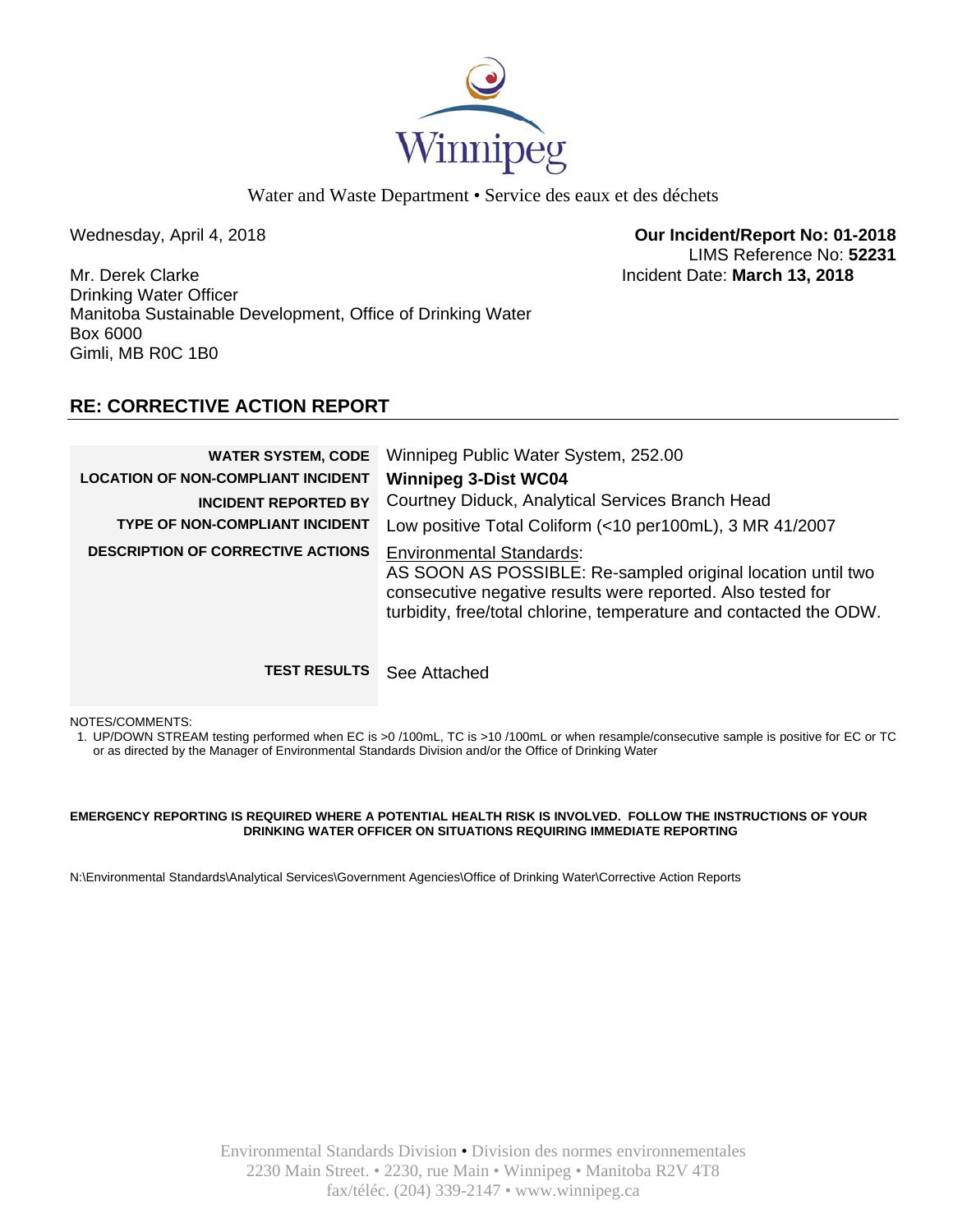Winnipeg

Water and Waste Department • Service des eaux et des déchets

Wednesday, April 4, 2018

**Our Incident/Report No: 01-2018**
LIMS Reference No: **52231**
Incident Date: **March 13, 2018**

Mr. Derek Clarke
Drinking Water Officer
Manitoba Sustainable Development, Office of Drinking Water
Box 6000
Gimli, MB R0C 1B0

## RE: CORRECTIVE ACTION REPORT

| | |
|---|---|
| **WATER SYSTEM, CODE** | Winnipeg Public Water System, 252.00 |
| **LOCATION OF NON-COMPLIANT INCIDENT** | **Winnipeg 3-Dist WC04** |
| **INCIDENT REPORTED BY** | Courtney Diduck, Analytical Services Branch Head |
| **TYPE OF NON-COMPLIANT INCIDENT** | Low positive Total Coliform (<10 per100mL), 3 MR 41/2007 |
| **DESCRIPTION OF CORRECTIVE ACTIONS** | Environmental Standards: AS SOON AS POSSIBLE: Re-sampled original location until two consecutive negative results were reported. Also tested for turbidity, free/total chlorine, temperature and contacted the ODW. |
| **TEST RESULTS** | See Attached |

NOTES/COMMENTS:

1. UP/DOWN STREAM testing performed when EC is >0 /100mL, TC is >10 /100mL or when resample/consecutive sample is positive for EC or TC or as directed by the Manager of Environmental Standards Division and/or the Office of Drinking Water

**EMERGENCY REPORTING IS REQUIRED WHERE A POTENTIAL HEALTH RISK IS INVOLVED. FOLLOW THE INSTRUCTIONS OF YOUR DRINKING WATER OFFICER ON SITUATIONS REQUIRING IMMEDIATE REPORTING**

N:\Environmental Standards\Analytical Services\Government Agencies\Office of Drinking Water\Corrective Action Reports

Environmental Standards Division • Division des normes environnementales
2230 Main Street. • 2230, rue Main • Winnipeg • Manitoba R2V 4T8
fax/téléc. (204) 339-2147 • www.winnipeg.ca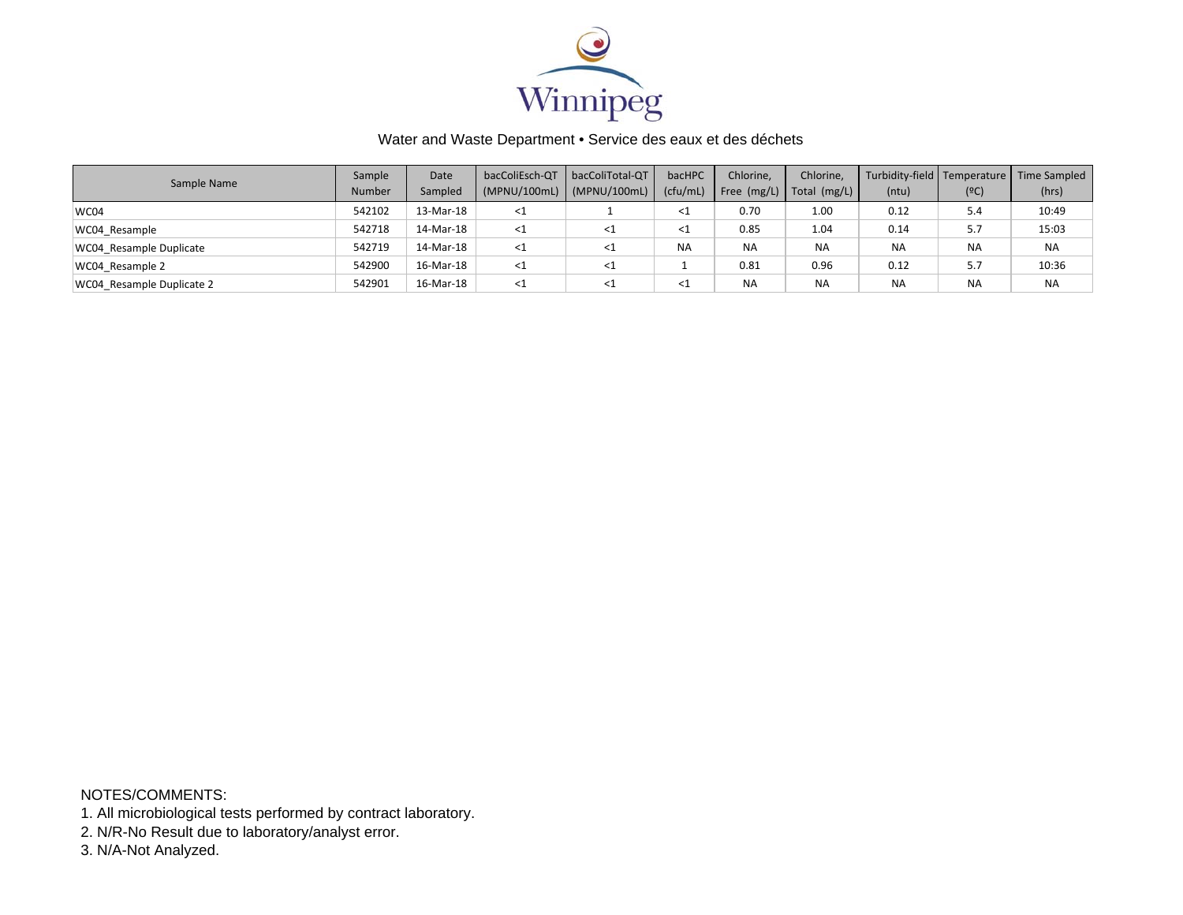Winnipeg

Water and Waste Department • Service des eaux et des déchets

| Sample Name | Sample Number | Date Sampled | bacColiEsch-QT (MPNU/100mL) | bacColiTotal-QT (MPNU/100mL) | bacHPC (cfu/mL) | Chlorine, Free (mg/L) | Chlorine, Total (mg/L) | Turbidity-field (ntu) | Temperature (ºC) | Time Sampled (hrs) |
|---|---|---|---|---|---|---|---|---|---|---|
| WC04 | 542102 | 13-Mar-18 | <1 | 1 | <1 | 0.70 | 1.00 | 0.12 | 5.4 | 10:49 |
| WC04_Resample | 542718 | 14-Mar-18 | <1 | <1 | <1 | 0.85 | 1.04 | 0.14 | 5.7 | 15:03 |
| WC04_Resample Duplicate | 542719 | 14-Mar-18 | <1 | <1 | NA | NA | NA | NA | NA | NA |
| WC04_Resample 2 | 542900 | 16-Mar-18 | <1 | <1 | 1 | 0.81 | 0.96 | 0.12 | 5.7 | 10:36 |
| WC04_Resample Duplicate 2 | 542901 | 16-Mar-18 | <1 | <1 | <1 | NA | NA | NA | NA | NA |

NOTES/COMMENTS:
1. All microbiological tests performed by contract laboratory.
2. N/R-No Result due to laboratory/analyst error.
3. N/A-Not Analyzed.